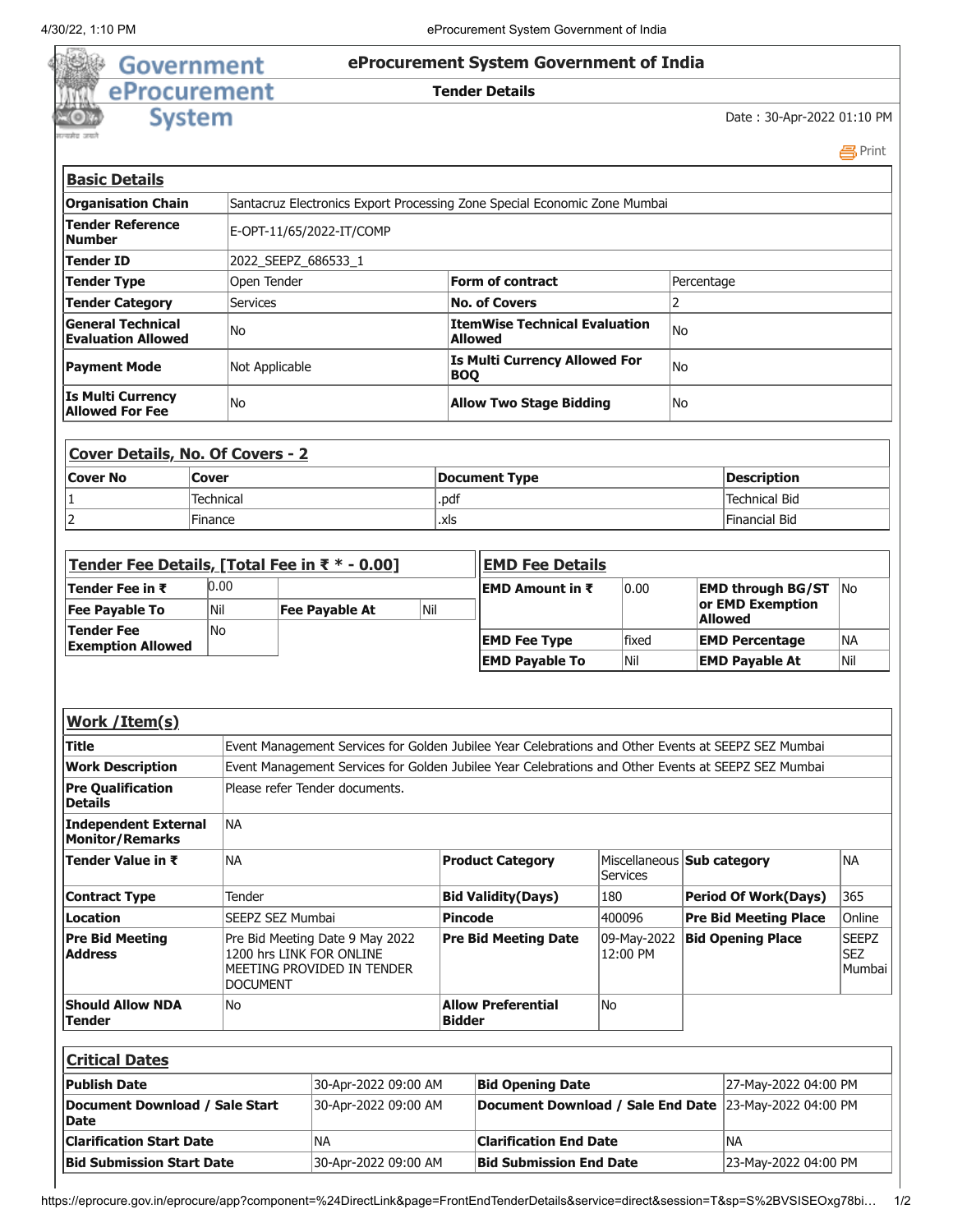# eProcurement System Government of India

**Tender Details**

Date : 30-Apr-2022 01:10 PM

## Basic Details

| | | | |
|---|---|---|---|
| **Organisation Chain** | Santacruz Electronics Export Processing Zone Special Economic Zone Mumbai | | |
| **Tender Reference Number** | E-OPT-11/65/2022-IT/COMP | | |
| **Tender ID** | 2022_SEEPZ_686533_1 | | |
| **Tender Type** | Open Tender | **Form of contract** | Percentage |
| **Tender Category** | Services | **No. of Covers** | 2 |
| **General Technical Evaluation Allowed** | No | **ItemWise Technical Evaluation Allowed** | No |
| **Payment Mode** | Not Applicable | **Is Multi Currency Allowed For BOQ** | No |
| **Is Multi Currency Allowed For Fee** | No | **Allow Two Stage Bidding** | No |

## Cover Details, No. Of Covers - 2

| Cover No | Cover | Document Type | Description |
|---|---|---|---|
| 1 | Technical | .pdf | Technical Bid |
| 2 | Finance | .xls | Financial Bid |

## Tender Fee Details, [Total Fee in ₹ * - 0.00]

| | | | |
|---|---|---|---|
| **Tender Fee in ₹** | 0.00 | | |
| **Fee Payable To** | Nil | **Fee Payable At** | Nil |
| **Tender Fee Exemption Allowed** | No | | |

## EMD Fee Details

| | | | |
|---|---|---|---|
| **EMD Amount in ₹** | 0.00 | **EMD through BG/ST or EMD Exemption Allowed** | No |
| **EMD Fee Type** | fixed | **EMD Percentage** | NA |
| **EMD Payable To** | Nil | **EMD Payable At** | Nil |

## Work /Item(s)

| | | | | | |
|---|---|---|---|---|---|
| **Title** | Event Management Services for Golden Jubilee Year Celebrations and Other Events at SEEPZ SEZ Mumbai | | | | |
| **Work Description** | Event Management Services for Golden Jubilee Year Celebrations and Other Events at SEEPZ SEZ Mumbai | | | | |
| **Pre Qualification Details** | Please refer Tender documents. | | | | |
| **Independent External Monitor/Remarks** | NA | | | | |
| **Tender Value in ₹** | NA | **Product Category** | Miscellaneous Services | **Sub category** | NA |
| **Contract Type** | Tender | **Bid Validity(Days)** | 180 | **Period Of Work(Days)** | 365 |
| **Location** | SEEPZ SEZ Mumbai | **Pincode** | 400096 | **Pre Bid Meeting Place** | Online |
| **Pre Bid Meeting Address** | Pre Bid Meeting Date 9 May 2022 1200 hrs LINK FOR ONLINE MEETING PROVIDED IN TENDER DOCUMENT | **Pre Bid Meeting Date** | 09-May-2022 12:00 PM | **Bid Opening Place** | SEEPZ SEZ Mumbai |
| **Should Allow NDA Tender** | No | **Allow Preferential Bidder** | No | | |

## Critical Dates

| | | | |
|---|---|---|---|
| **Publish Date** | 30-Apr-2022 09:00 AM | **Bid Opening Date** | 27-May-2022 04:00 PM |
| **Document Download / Sale Start Date** | 30-Apr-2022 09:00 AM | **Document Download / Sale End Date** | 23-May-2022 04:00 PM |
| **Clarification Start Date** | NA | **Clarification End Date** | NA |
| **Bid Submission Start Date** | 30-Apr-2022 09:00 AM | **Bid Submission End Date** | 23-May-2022 04:00 PM |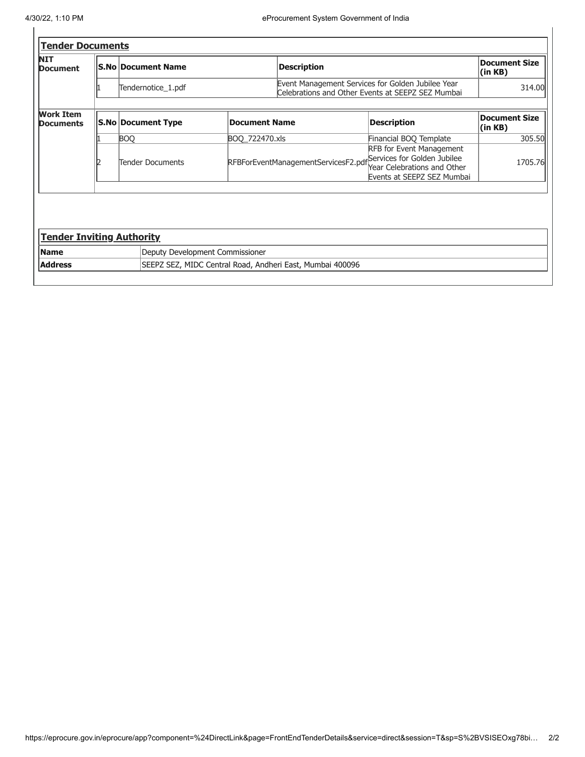## Tender Documents

**NIT Document**

| S.No | Document Name | Description | Document Size (in KB) |
|---|---|---|---|
| 1 | Tendernotice_1.pdf | Event Management Services for Golden Jubilee Year Celebrations and Other Events at SEEPZ SEZ Mumbai | 314.00 |

**Work Item Documents**

| S.No | Document Type | Document Name | Description | Document Size (in KB) |
|---|---|---|---|---|
| 1 | BOQ | BOQ_722470.xls | Financial BOQ Template | 305.50 |
| 2 | Tender Documents | RFBForEventManagementServicesF2.pdf | RFB for Event Management Services for Golden Jubilee Year Celebrations and Other Events at SEEPZ SEZ Mumbai | 1705.76 |

## Tender Inviting Authority

| | |
|---|---|
| **Name** | Deputy Development Commissioner |
| **Address** | SEEPZ SEZ, MIDC Central Road, Andheri East, Mumbai 400096 |